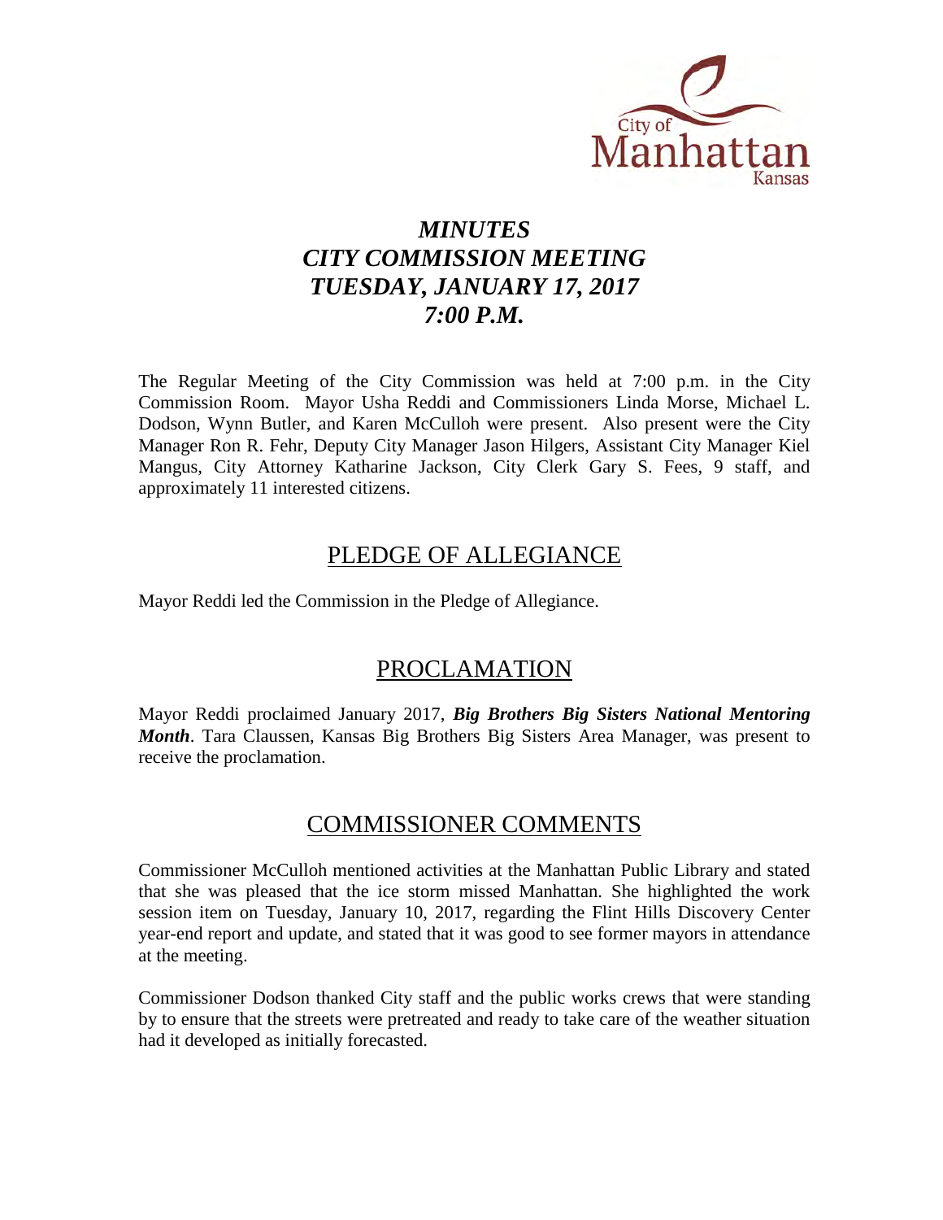City of Manhattan Kansas

# *MINUTES CITY COMMISSION MEETING TUESDAY, JANUARY 17, 2017 7:00 P.M.*

The Regular Meeting of the City Commission was held at 7:00 p.m. in the City Commission Room. Mayor Usha Reddi and Commissioners Linda Morse, Michael L. Dodson, Wynn Butler, and Karen McCulloh were present. Also present were the City Manager Ron R. Fehr, Deputy City Manager Jason Hilgers, Assistant City Manager Kiel Mangus, City Attorney Katharine Jackson, City Clerk Gary S. Fees, 9 staff, and approximately 11 interested citizens.

## PLEDGE OF ALLEGIANCE

Mayor Reddi led the Commission in the Pledge of Allegiance.

## PROCLAMATION

Mayor Reddi proclaimed January 2017, ***Big Brothers Big Sisters National Mentoring Month***. Tara Claussen, Kansas Big Brothers Big Sisters Area Manager, was present to receive the proclamation.

## COMMISSIONER COMMENTS

Commissioner McCulloh mentioned activities at the Manhattan Public Library and stated that she was pleased that the ice storm missed Manhattan. She highlighted the work session item on Tuesday, January 10, 2017, regarding the Flint Hills Discovery Center year-end report and update, and stated that it was good to see former mayors in attendance at the meeting.

Commissioner Dodson thanked City staff and the public works crews that were standing by to ensure that the streets were pretreated and ready to take care of the weather situation had it developed as initially forecasted.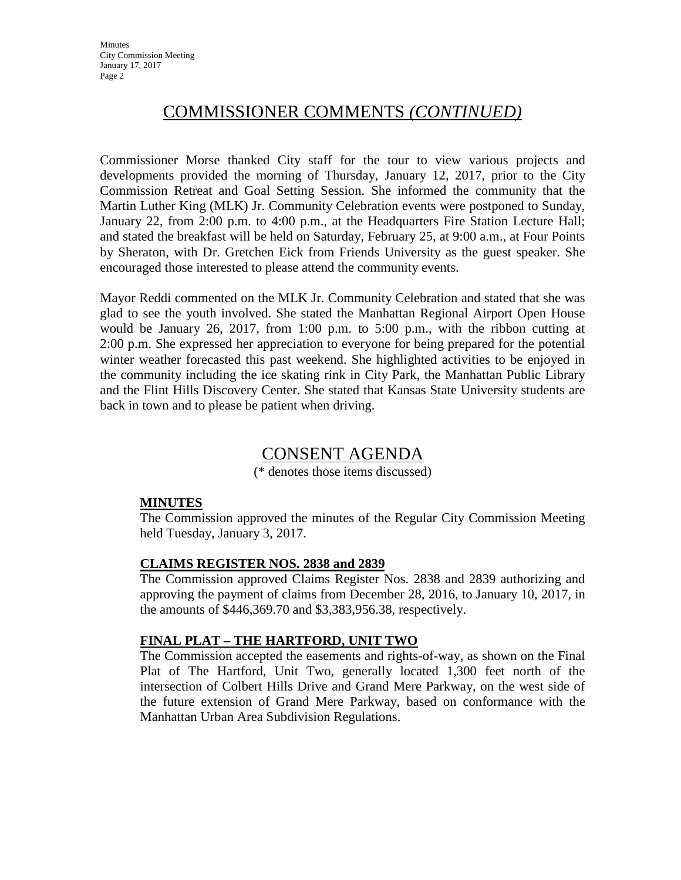## COMMISSIONER COMMENTS *(CONTINUED)*

Commissioner Morse thanked City staff for the tour to view various projects and developments provided the morning of Thursday, January 12, 2017, prior to the City Commission Retreat and Goal Setting Session. She informed the community that the Martin Luther King (MLK) Jr. Community Celebration events were postponed to Sunday, January 22, from 2:00 p.m. to 4:00 p.m., at the Headquarters Fire Station Lecture Hall; and stated the breakfast will be held on Saturday, February 25, at 9:00 a.m., at Four Points by Sheraton, with Dr. Gretchen Eick from Friends University as the guest speaker. She encouraged those interested to please attend the community events.

Mayor Reddi commented on the MLK Jr. Community Celebration and stated that she was glad to see the youth involved. She stated the Manhattan Regional Airport Open House would be January 26, 2017, from 1:00 p.m. to 5:00 p.m., with the ribbon cutting at 2:00 p.m. She expressed her appreciation to everyone for being prepared for the potential winter weather forecasted this past weekend. She highlighted activities to be enjoyed in the community including the ice skating rink in City Park, the Manhattan Public Library and the Flint Hills Discovery Center. She stated that Kansas State University students are back in town and to please be patient when driving.

## CONSENT AGENDA

(* denotes those items discussed)

**MINUTES**

The Commission approved the minutes of the Regular City Commission Meeting held Tuesday, January 3, 2017.

**CLAIMS REGISTER NOS. 2838 and 2839**

The Commission approved Claims Register Nos. 2838 and 2839 authorizing and approving the payment of claims from December 28, 2016, to January 10, 2017, in the amounts of $446,369.70 and $3,383,956.38, respectively.

**FINAL PLAT – THE HARTFORD, UNIT TWO**

The Commission accepted the easements and rights-of-way, as shown on the Final Plat of The Hartford, Unit Two, generally located 1,300 feet north of the intersection of Colbert Hills Drive and Grand Mere Parkway, on the west side of the future extension of Grand Mere Parkway, based on conformance with the Manhattan Urban Area Subdivision Regulations.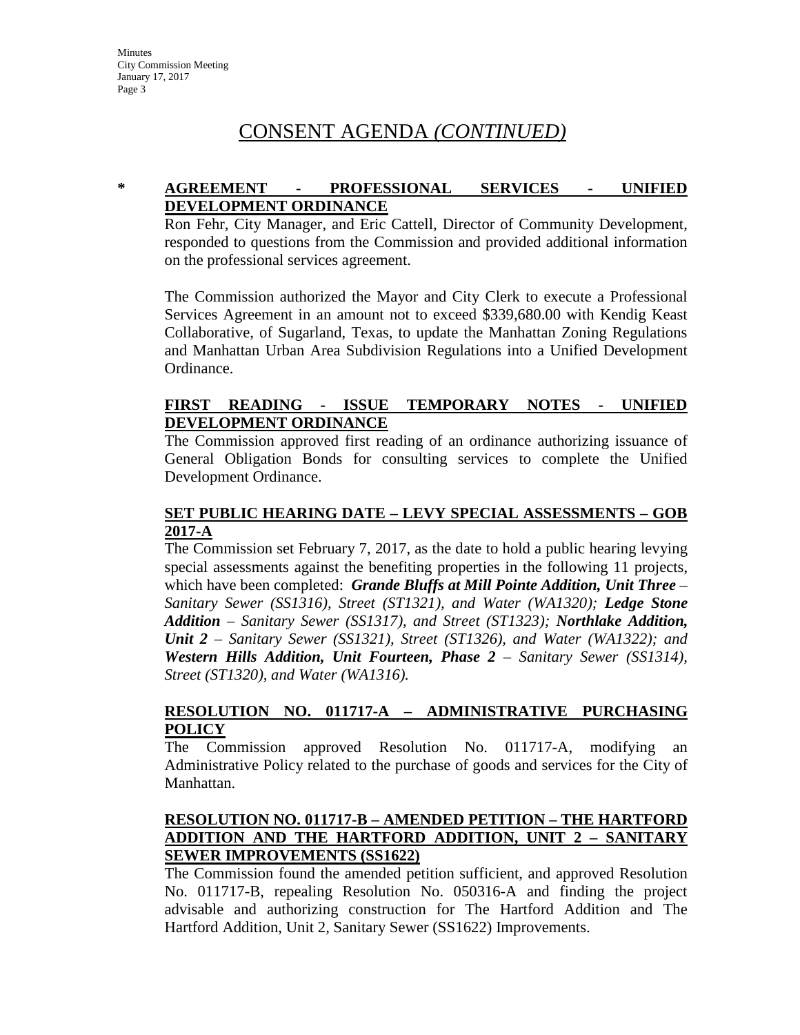# CONSENT AGENDA *(CONTINUED)*

**\* AGREEMENT - PROFESSIONAL SERVICES - UNIFIED DEVELOPMENT ORDINANCE**

Ron Fehr, City Manager, and Eric Cattell, Director of Community Development, responded to questions from the Commission and provided additional information on the professional services agreement.

The Commission authorized the Mayor and City Clerk to execute a Professional Services Agreement in an amount not to exceed $339,680.00 with Kendig Keast Collaborative, of Sugarland, Texas, to update the Manhattan Zoning Regulations and Manhattan Urban Area Subdivision Regulations into a Unified Development Ordinance.

**FIRST READING - ISSUE TEMPORARY NOTES - UNIFIED DEVELOPMENT ORDINANCE**

The Commission approved first reading of an ordinance authorizing issuance of General Obligation Bonds for consulting services to complete the Unified Development Ordinance.

**SET PUBLIC HEARING DATE – LEVY SPECIAL ASSESSMENTS – GOB 2017-A**

The Commission set February 7, 2017, as the date to hold a public hearing levying special assessments against the benefiting properties in the following 11 projects, which have been completed: ***Grande Bluffs at Mill Pointe Addition, Unit Three*** *– Sanitary Sewer (SS1316), Street (ST1321), and Water (WA1320);* ***Ledge Stone Addition*** *– Sanitary Sewer (SS1317), and Street (ST1323);* ***Northlake Addition, Unit 2*** *– Sanitary Sewer (SS1321), Street (ST1326), and Water (WA1322); and* ***Western Hills Addition, Unit Fourteen, Phase 2*** *– Sanitary Sewer (SS1314), Street (ST1320), and Water (WA1316).*

**RESOLUTION NO. 011717-A – ADMINISTRATIVE PURCHASING POLICY**

The Commission approved Resolution No. 011717-A, modifying an Administrative Policy related to the purchase of goods and services for the City of Manhattan.

**RESOLUTION NO. 011717-B – AMENDED PETITION – THE HARTFORD ADDITION AND THE HARTFORD ADDITION, UNIT 2 – SANITARY SEWER IMPROVEMENTS (SS1622)**

The Commission found the amended petition sufficient, and approved Resolution No. 011717-B, repealing Resolution No. 050316-A and finding the project advisable and authorizing construction for The Hartford Addition and The Hartford Addition, Unit 2, Sanitary Sewer (SS1622) Improvements.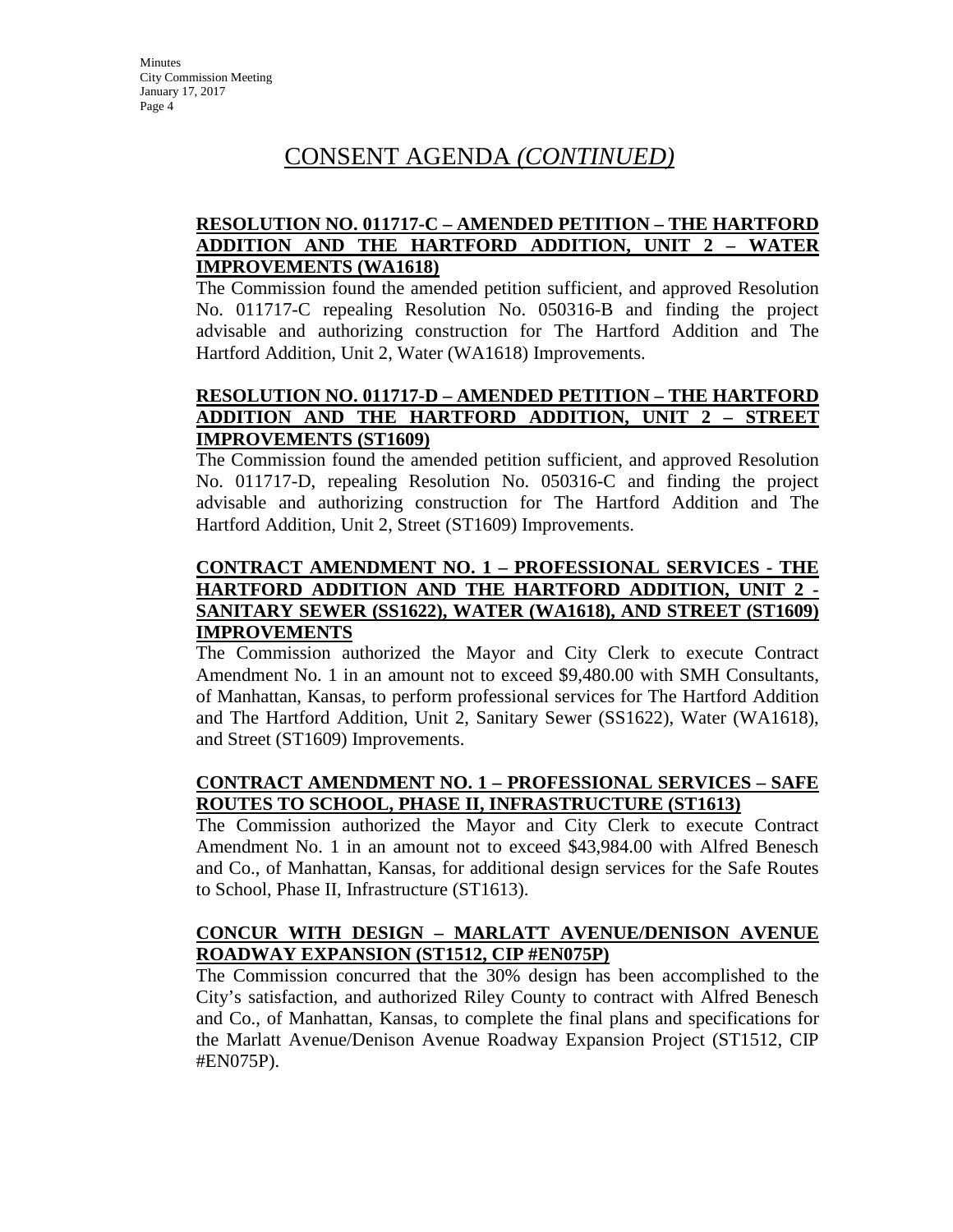# CONSENT AGENDA *(CONTINUED)*

**RESOLUTION NO. 011717-C – AMENDED PETITION – THE HARTFORD ADDITION AND THE HARTFORD ADDITION, UNIT 2 – WATER IMPROVEMENTS (WA1618)**

The Commission found the amended petition sufficient, and approved Resolution No. 011717-C repealing Resolution No. 050316-B and finding the project advisable and authorizing construction for The Hartford Addition and The Hartford Addition, Unit 2, Water (WA1618) Improvements.

**RESOLUTION NO. 011717-D – AMENDED PETITION – THE HARTFORD ADDITION AND THE HARTFORD ADDITION, UNIT 2 – STREET IMPROVEMENTS (ST1609)**

The Commission found the amended petition sufficient, and approved Resolution No. 011717-D, repealing Resolution No. 050316-C and finding the project advisable and authorizing construction for The Hartford Addition and The Hartford Addition, Unit 2, Street (ST1609) Improvements.

**CONTRACT AMENDMENT NO. 1 – PROFESSIONAL SERVICES - THE HARTFORD ADDITION AND THE HARTFORD ADDITION, UNIT 2 - SANITARY SEWER (SS1622), WATER (WA1618), AND STREET (ST1609) IMPROVEMENTS**

The Commission authorized the Mayor and City Clerk to execute Contract Amendment No. 1 in an amount not to exceed $9,480.00 with SMH Consultants, of Manhattan, Kansas, to perform professional services for The Hartford Addition and The Hartford Addition, Unit 2, Sanitary Sewer (SS1622), Water (WA1618), and Street (ST1609) Improvements.

**CONTRACT AMENDMENT NO. 1 – PROFESSIONAL SERVICES – SAFE ROUTES TO SCHOOL, PHASE II, INFRASTRUCTURE (ST1613)**

The Commission authorized the Mayor and City Clerk to execute Contract Amendment No. 1 in an amount not to exceed $43,984.00 with Alfred Benesch and Co., of Manhattan, Kansas, for additional design services for the Safe Routes to School, Phase II, Infrastructure (ST1613).

**CONCUR WITH DESIGN – MARLATT AVENUE/DENISON AVENUE ROADWAY EXPANSION (ST1512, CIP #EN075P)**

The Commission concurred that the 30% design has been accomplished to the City's satisfaction, and authorized Riley County to contract with Alfred Benesch and Co., of Manhattan, Kansas, to complete the final plans and specifications for the Marlatt Avenue/Denison Avenue Roadway Expansion Project (ST1512, CIP #EN075P).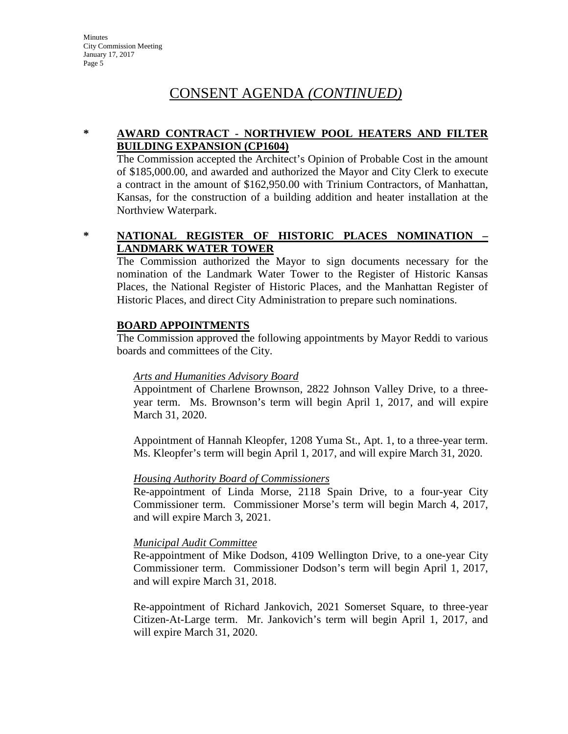# CONSENT AGENDA *(CONTINUED)*

**\* AWARD CONTRACT - NORTHVIEW POOL HEATERS AND FILTER BUILDING EXPANSION (CP1604)**

The Commission accepted the Architect's Opinion of Probable Cost in the amount of $185,000.00, and awarded and authorized the Mayor and City Clerk to execute a contract in the amount of $162,950.00 with Trinium Contractors, of Manhattan, Kansas, for the construction of a building addition and heater installation at the Northview Waterpark.

**\* NATIONAL REGISTER OF HISTORIC PLACES NOMINATION – LANDMARK WATER TOWER**

The Commission authorized the Mayor to sign documents necessary for the nomination of the Landmark Water Tower to the Register of Historic Kansas Places, the National Register of Historic Places, and the Manhattan Register of Historic Places, and direct City Administration to prepare such nominations.

**BOARD APPOINTMENTS**

The Commission approved the following appointments by Mayor Reddi to various boards and committees of the City.

*Arts and Humanities Advisory Board*

Appointment of Charlene Brownson, 2822 Johnson Valley Drive, to a three-year term. Ms. Brownson's term will begin April 1, 2017, and will expire March 31, 2020.

Appointment of Hannah Kleopfer, 1208 Yuma St., Apt. 1, to a three-year term. Ms. Kleopfer's term will begin April 1, 2017, and will expire March 31, 2020.

*Housing Authority Board of Commissioners*

Re-appointment of Linda Morse, 2118 Spain Drive, to a four-year City Commissioner term. Commissioner Morse's term will begin March 4, 2017, and will expire March 3, 2021.

*Municipal Audit Committee*

Re-appointment of Mike Dodson, 4109 Wellington Drive, to a one-year City Commissioner term. Commissioner Dodson's term will begin April 1, 2017, and will expire March 31, 2018.

Re-appointment of Richard Jankovich, 2021 Somerset Square, to three-year Citizen-At-Large term. Mr. Jankovich's term will begin April 1, 2017, and will expire March 31, 2020.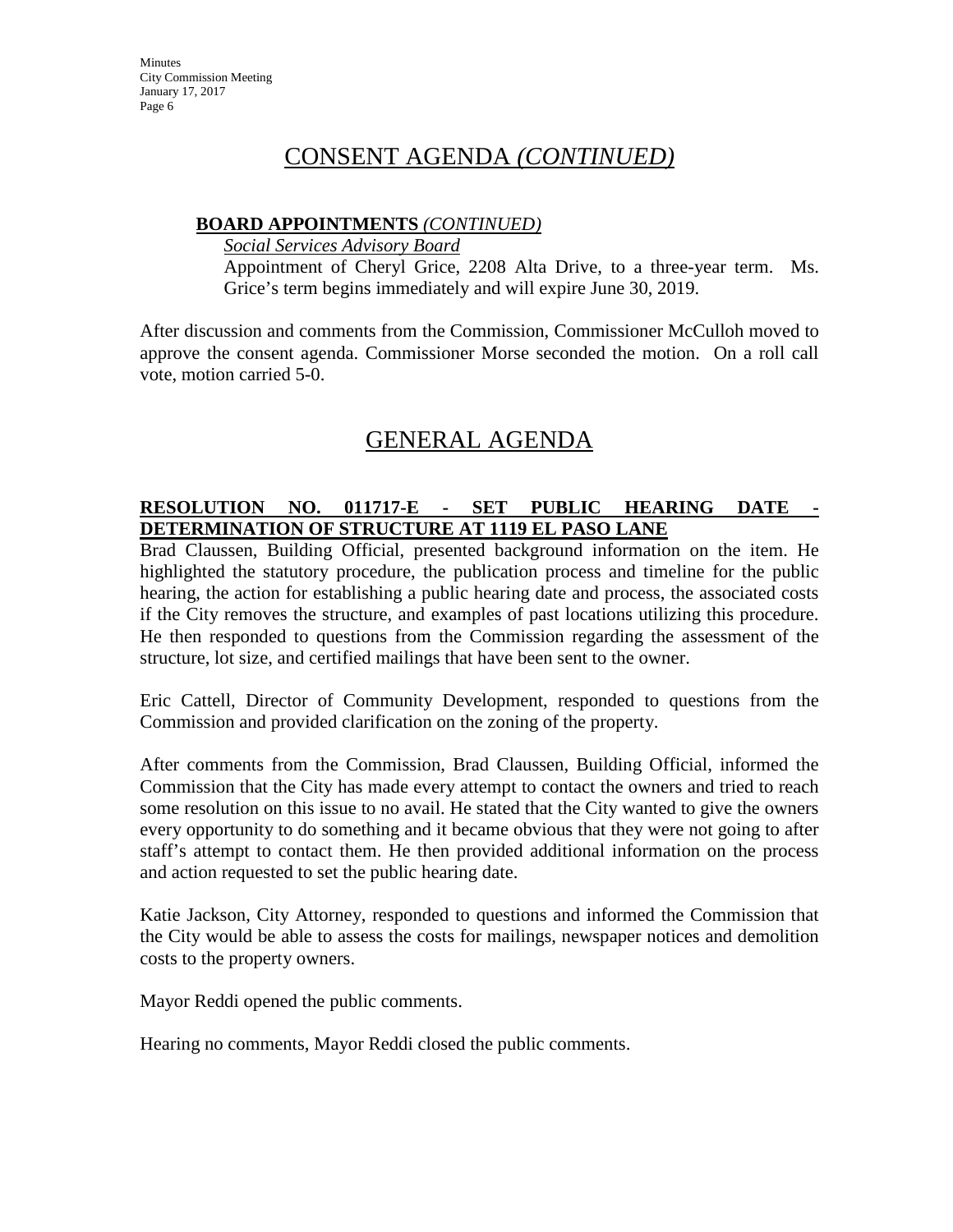# CONSENT AGENDA *(CONTINUED)*

**BOARD APPOINTMENTS** *(CONTINUED)*

*Social Services Advisory Board*

Appointment of Cheryl Grice, 2208 Alta Drive, to a three-year term. Ms. Grice's term begins immediately and will expire June 30, 2019.

After discussion and comments from the Commission, Commissioner McCulloh moved to approve the consent agenda. Commissioner Morse seconded the motion. On a roll call vote, motion carried 5-0.

# GENERAL AGENDA

**RESOLUTION NO. 011717-E - SET PUBLIC HEARING DATE - DETERMINATION OF STRUCTURE AT 1119 EL PASO LANE**

Brad Claussen, Building Official, presented background information on the item. He highlighted the statutory procedure, the publication process and timeline for the public hearing, the action for establishing a public hearing date and process, the associated costs if the City removes the structure, and examples of past locations utilizing this procedure. He then responded to questions from the Commission regarding the assessment of the structure, lot size, and certified mailings that have been sent to the owner.

Eric Cattell, Director of Community Development, responded to questions from the Commission and provided clarification on the zoning of the property.

After comments from the Commission, Brad Claussen, Building Official, informed the Commission that the City has made every attempt to contact the owners and tried to reach some resolution on this issue to no avail. He stated that the City wanted to give the owners every opportunity to do something and it became obvious that they were not going to after staff's attempt to contact them. He then provided additional information on the process and action requested to set the public hearing date.

Katie Jackson, City Attorney, responded to questions and informed the Commission that the City would be able to assess the costs for mailings, newspaper notices and demolition costs to the property owners.

Mayor Reddi opened the public comments.

Hearing no comments, Mayor Reddi closed the public comments.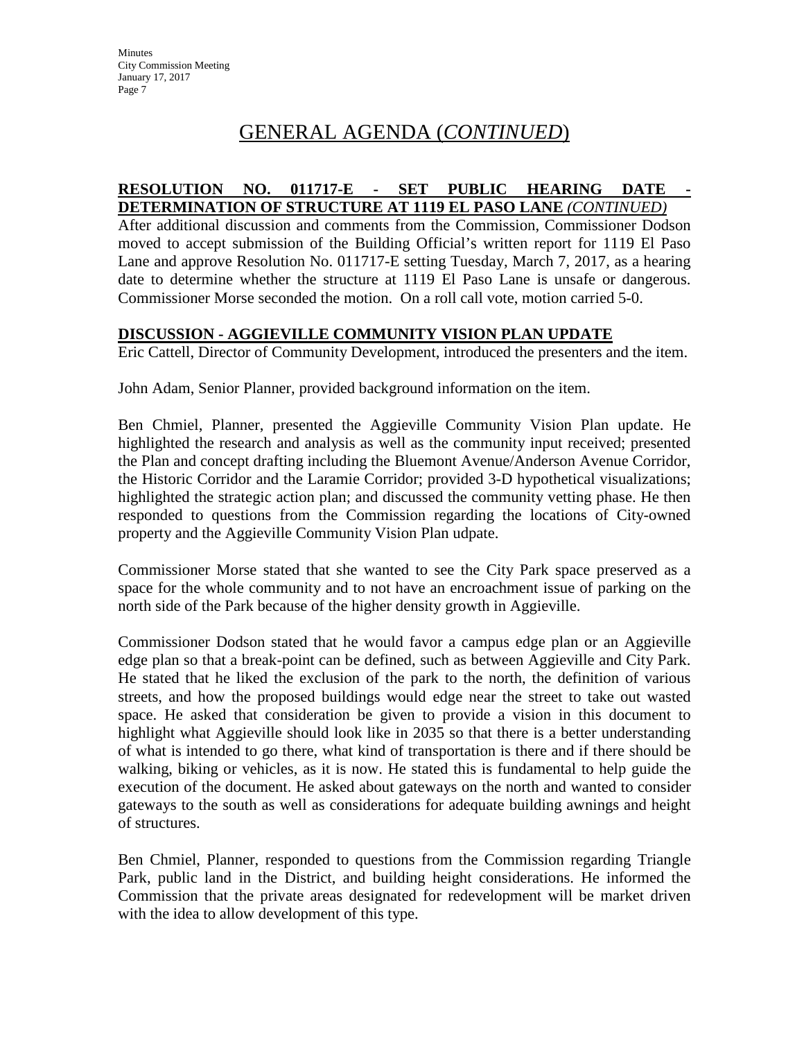# GENERAL AGENDA (*CONTINUED*)

**RESOLUTION NO. 011717-E - SET PUBLIC HEARING DATE - DETERMINATION OF STRUCTURE AT 1119 EL PASO LANE** ***(CONTINUED)***

After additional discussion and comments from the Commission, Commissioner Dodson moved to accept submission of the Building Official's written report for 1119 El Paso Lane and approve Resolution No. 011717-E setting Tuesday, March 7, 2017, as a hearing date to determine whether the structure at 1119 El Paso Lane is unsafe or dangerous. Commissioner Morse seconded the motion. On a roll call vote, motion carried 5-0.

**DISCUSSION - AGGIEVILLE COMMUNITY VISION PLAN UPDATE**

Eric Cattell, Director of Community Development, introduced the presenters and the item.

John Adam, Senior Planner, provided background information on the item.

Ben Chmiel, Planner, presented the Aggieville Community Vision Plan update. He highlighted the research and analysis as well as the community input received; presented the Plan and concept drafting including the Bluemont Avenue/Anderson Avenue Corridor, the Historic Corridor and the Laramie Corridor; provided 3-D hypothetical visualizations; highlighted the strategic action plan; and discussed the community vetting phase. He then responded to questions from the Commission regarding the locations of City-owned property and the Aggieville Community Vision Plan udpate.

Commissioner Morse stated that she wanted to see the City Park space preserved as a space for the whole community and to not have an encroachment issue of parking on the north side of the Park because of the higher density growth in Aggieville.

Commissioner Dodson stated that he would favor a campus edge plan or an Aggieville edge plan so that a break-point can be defined, such as between Aggieville and City Park. He stated that he liked the exclusion of the park to the north, the definition of various streets, and how the proposed buildings would edge near the street to take out wasted space. He asked that consideration be given to provide a vision in this document to highlight what Aggieville should look like in 2035 so that there is a better understanding of what is intended to go there, what kind of transportation is there and if there should be walking, biking or vehicles, as it is now. He stated this is fundamental to help guide the execution of the document. He asked about gateways on the north and wanted to consider gateways to the south as well as considerations for adequate building awnings and height of structures.

Ben Chmiel, Planner, responded to questions from the Commission regarding Triangle Park, public land in the District, and building height considerations. He informed the Commission that the private areas designated for redevelopment will be market driven with the idea to allow development of this type.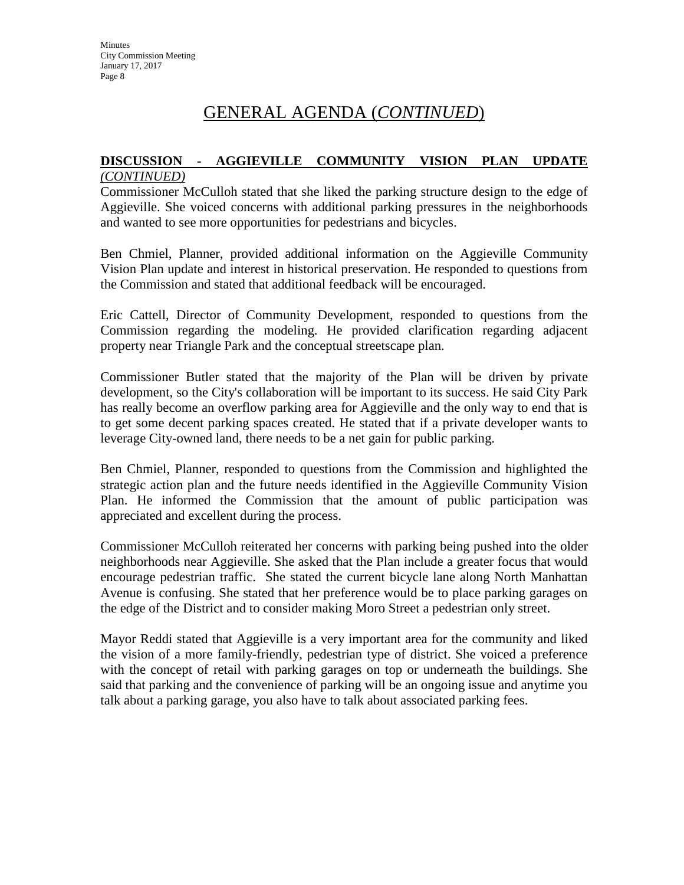# GENERAL AGENDA (*CONTINUED*)

**DISCUSSION - AGGIEVILLE COMMUNITY VISION PLAN UPDATE *(CONTINUED)***

Commissioner McCulloh stated that she liked the parking structure design to the edge of Aggieville. She voiced concerns with additional parking pressures in the neighborhoods and wanted to see more opportunities for pedestrians and bicycles.

Ben Chmiel, Planner, provided additional information on the Aggieville Community Vision Plan update and interest in historical preservation. He responded to questions from the Commission and stated that additional feedback will be encouraged.

Eric Cattell, Director of Community Development, responded to questions from the Commission regarding the modeling. He provided clarification regarding adjacent property near Triangle Park and the conceptual streetscape plan.

Commissioner Butler stated that the majority of the Plan will be driven by private development, so the City's collaboration will be important to its success. He said City Park has really become an overflow parking area for Aggieville and the only way to end that is to get some decent parking spaces created. He stated that if a private developer wants to leverage City-owned land, there needs to be a net gain for public parking.

Ben Chmiel, Planner, responded to questions from the Commission and highlighted the strategic action plan and the future needs identified in the Aggieville Community Vision Plan. He informed the Commission that the amount of public participation was appreciated and excellent during the process.

Commissioner McCulloh reiterated her concerns with parking being pushed into the older neighborhoods near Aggieville. She asked that the Plan include a greater focus that would encourage pedestrian traffic. She stated the current bicycle lane along North Manhattan Avenue is confusing. She stated that her preference would be to place parking garages on the edge of the District and to consider making Moro Street a pedestrian only street.

Mayor Reddi stated that Aggieville is a very important area for the community and liked the vision of a more family-friendly, pedestrian type of district. She voiced a preference with the concept of retail with parking garages on top or underneath the buildings. She said that parking and the convenience of parking will be an ongoing issue and anytime you talk about a parking garage, you also have to talk about associated parking fees.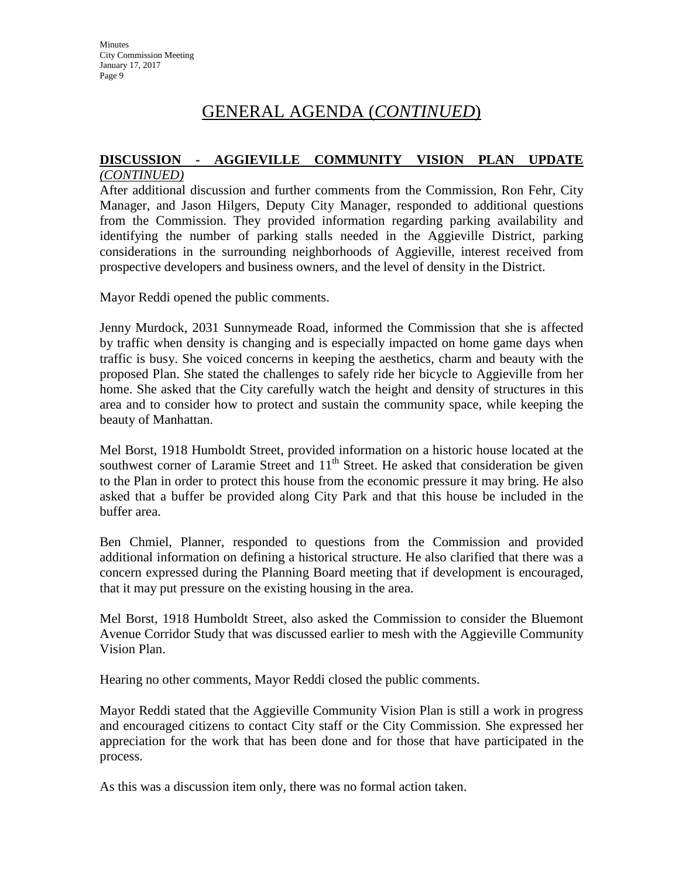## GENERAL AGENDA (*CONTINUED*)

**DISCUSSION - AGGIEVILLE COMMUNITY VISION PLAN UPDATE** *(CONTINUED)*

After additional discussion and further comments from the Commission, Ron Fehr, City Manager, and Jason Hilgers, Deputy City Manager, responded to additional questions from the Commission. They provided information regarding parking availability and identifying the number of parking stalls needed in the Aggieville District, parking considerations in the surrounding neighborhoods of Aggieville, interest received from prospective developers and business owners, and the level of density in the District.

Mayor Reddi opened the public comments.

Jenny Murdock, 2031 Sunnymeade Road, informed the Commission that she is affected by traffic when density is changing and is especially impacted on home game days when traffic is busy. She voiced concerns in keeping the aesthetics, charm and beauty with the proposed Plan. She stated the challenges to safely ride her bicycle to Aggieville from her home. She asked that the City carefully watch the height and density of structures in this area and to consider how to protect and sustain the community space, while keeping the beauty of Manhattan.

Mel Borst, 1918 Humboldt Street, provided information on a historic house located at the southwest corner of Laramie Street and 11th Street. He asked that consideration be given to the Plan in order to protect this house from the economic pressure it may bring. He also asked that a buffer be provided along City Park and that this house be included in the buffer area.

Ben Chmiel, Planner, responded to questions from the Commission and provided additional information on defining a historical structure. He also clarified that there was a concern expressed during the Planning Board meeting that if development is encouraged, that it may put pressure on the existing housing in the area.

Mel Borst, 1918 Humboldt Street, also asked the Commission to consider the Bluemont Avenue Corridor Study that was discussed earlier to mesh with the Aggieville Community Vision Plan.

Hearing no other comments, Mayor Reddi closed the public comments.

Mayor Reddi stated that the Aggieville Community Vision Plan is still a work in progress and encouraged citizens to contact City staff or the City Commission. She expressed her appreciation for the work that has been done and for those that have participated in the process.

As this was a discussion item only, there was no formal action taken.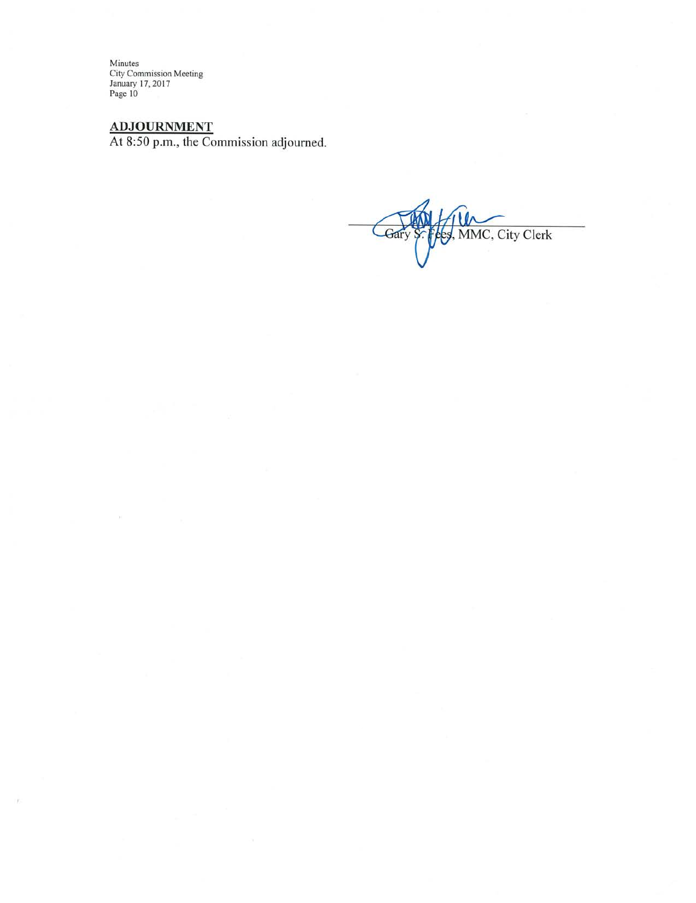## ADJOURNMENT

At 8:50 p.m., the Commission adjourned.

Gary S. Fees, MMC, City Clerk